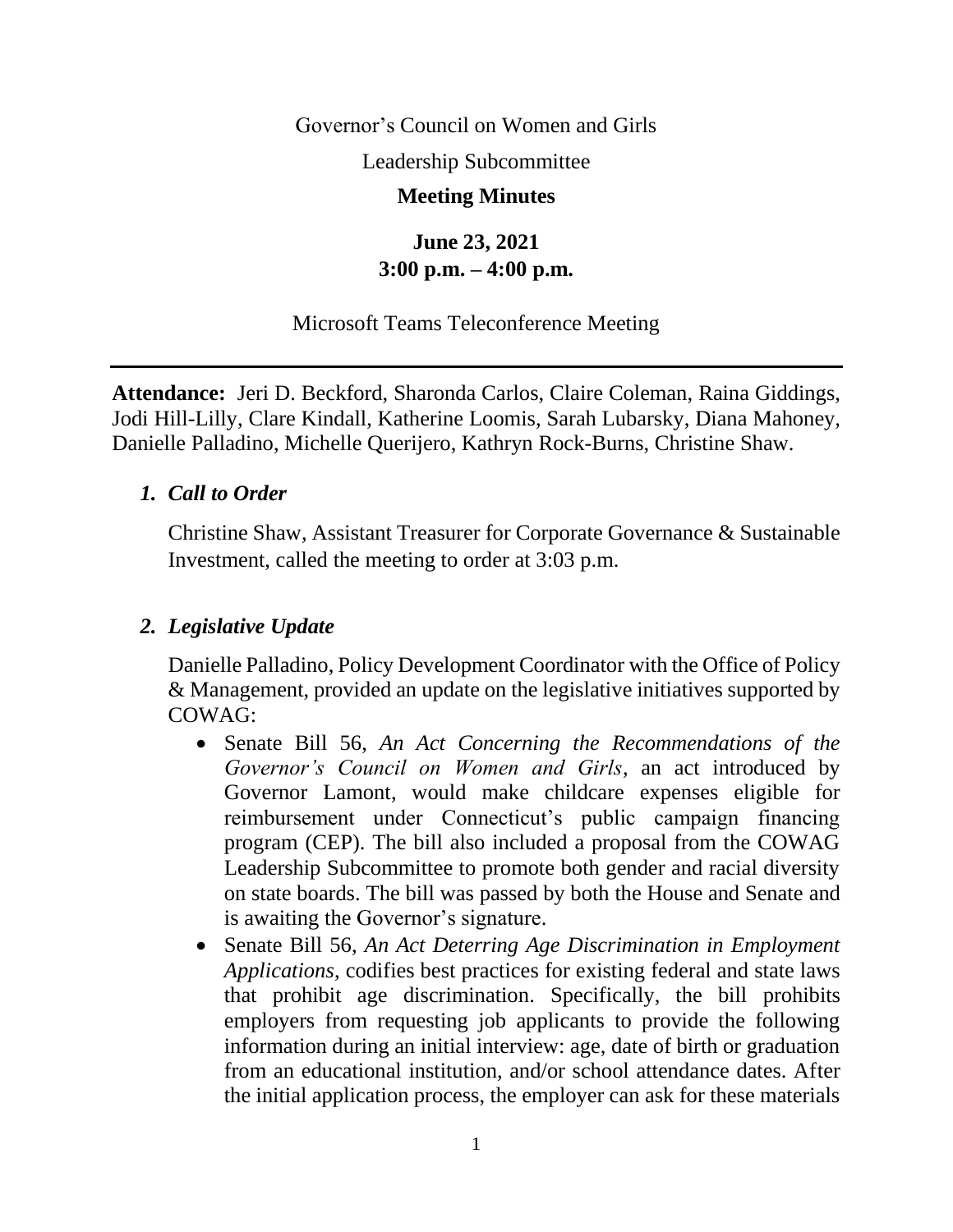Governor's Council on Women and Girls

Leadership Subcommittee

**Meeting Minutes**

**June 23, 2021**
**3:00 p.m. – 4:00 p.m.**

Microsoft Teams Teleconference Meeting

---

**Attendance:** Jeri D. Beckford, Sharonda Carlos, Claire Coleman, Raina Giddings, Jodi Hill-Lilly, Clare Kindall, Katherine Loomis, Sarah Lubarsky, Diana Mahoney, Danielle Palladino, Michelle Querijero, Kathryn Rock-Burns, Christine Shaw.

1. ***Call to Order***

   Christine Shaw, Assistant Treasurer for Corporate Governance & Sustainable Investment, called the meeting to order at 3:03 p.m.

2. ***Legislative Update***

   Danielle Palladino, Policy Development Coordinator with the Office of Policy & Management, provided an update on the legislative initiatives supported by COWAG:

   - Senate Bill 56, *An Act Concerning the Recommendations of the Governor's Council on Women and Girls*, an act introduced by Governor Lamont, would make childcare expenses eligible for reimbursement under Connecticut's public campaign financing program (CEP). The bill also included a proposal from the COWAG Leadership Subcommittee to promote both gender and racial diversity on state boards. The bill was passed by both the House and Senate and is awaiting the Governor's signature.
   - Senate Bill 56, *An Act Deterring Age Discrimination in Employment Applications*, codifies best practices for existing federal and state laws that prohibit age discrimination. Specifically, the bill prohibits employers from requesting job applicants to provide the following information during an initial interview: age, date of birth or graduation from an educational institution, and/or school attendance dates. After the initial application process, the employer can ask for these materials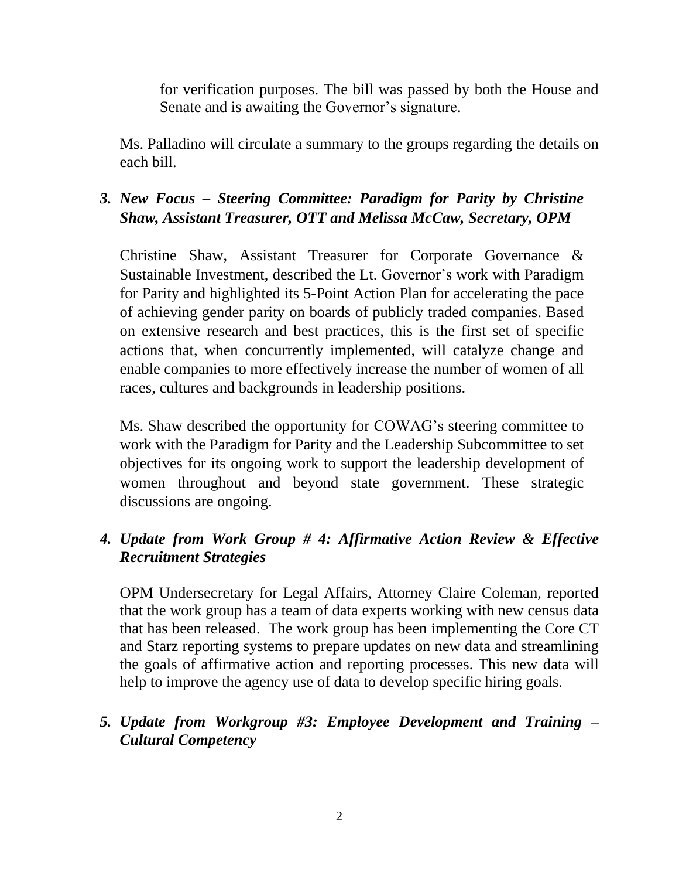for verification purposes. The bill was passed by both the House and Senate and is awaiting the Governor's signature.

Ms. Palladino will circulate a summary to the groups regarding the details on each bill.

### *3. New Focus – Steering Committee: Paradigm for Parity by Christine Shaw, Assistant Treasurer, OTT and Melissa McCaw, Secretary, OPM*

Christine Shaw, Assistant Treasurer for Corporate Governance & Sustainable Investment, described the Lt. Governor's work with Paradigm for Parity and highlighted its 5-Point Action Plan for accelerating the pace of achieving gender parity on boards of publicly traded companies. Based on extensive research and best practices, this is the first set of specific actions that, when concurrently implemented, will catalyze change and enable companies to more effectively increase the number of women of all races, cultures and backgrounds in leadership positions.

Ms. Shaw described the opportunity for COWAG's steering committee to work with the Paradigm for Parity and the Leadership Subcommittee to set objectives for its ongoing work to support the leadership development of women throughout and beyond state government. These strategic discussions are ongoing.

### *4. Update from Work Group # 4: Affirmative Action Review & Effective Recruitment Strategies*

OPM Undersecretary for Legal Affairs, Attorney Claire Coleman, reported that the work group has a team of data experts working with new census data that has been released. The work group has been implementing the Core CT and Starz reporting systems to prepare updates on new data and streamlining the goals of affirmative action and reporting processes. This new data will help to improve the agency use of data to develop specific hiring goals.

### *5. Update from Workgroup #3: Employee Development and Training – Cultural Competency*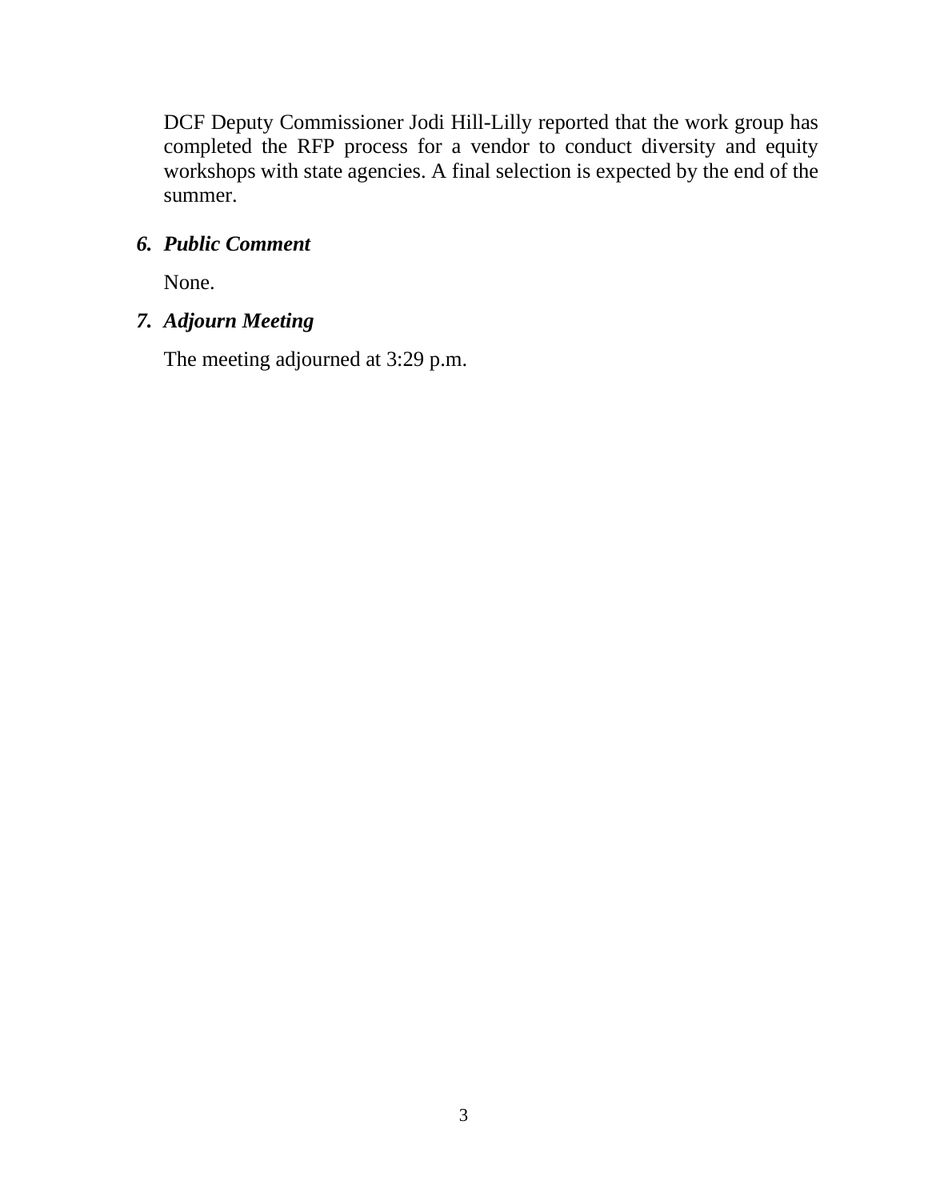DCF Deputy Commissioner Jodi Hill-Lilly reported that the work group has completed the RFP process for a vendor to conduct diversity and equity workshops with state agencies. A final selection is expected by the end of the summer.

### 6. *Public Comment*

None.

### 7. *Adjourn Meeting*

The meeting adjourned at 3:29 p.m.